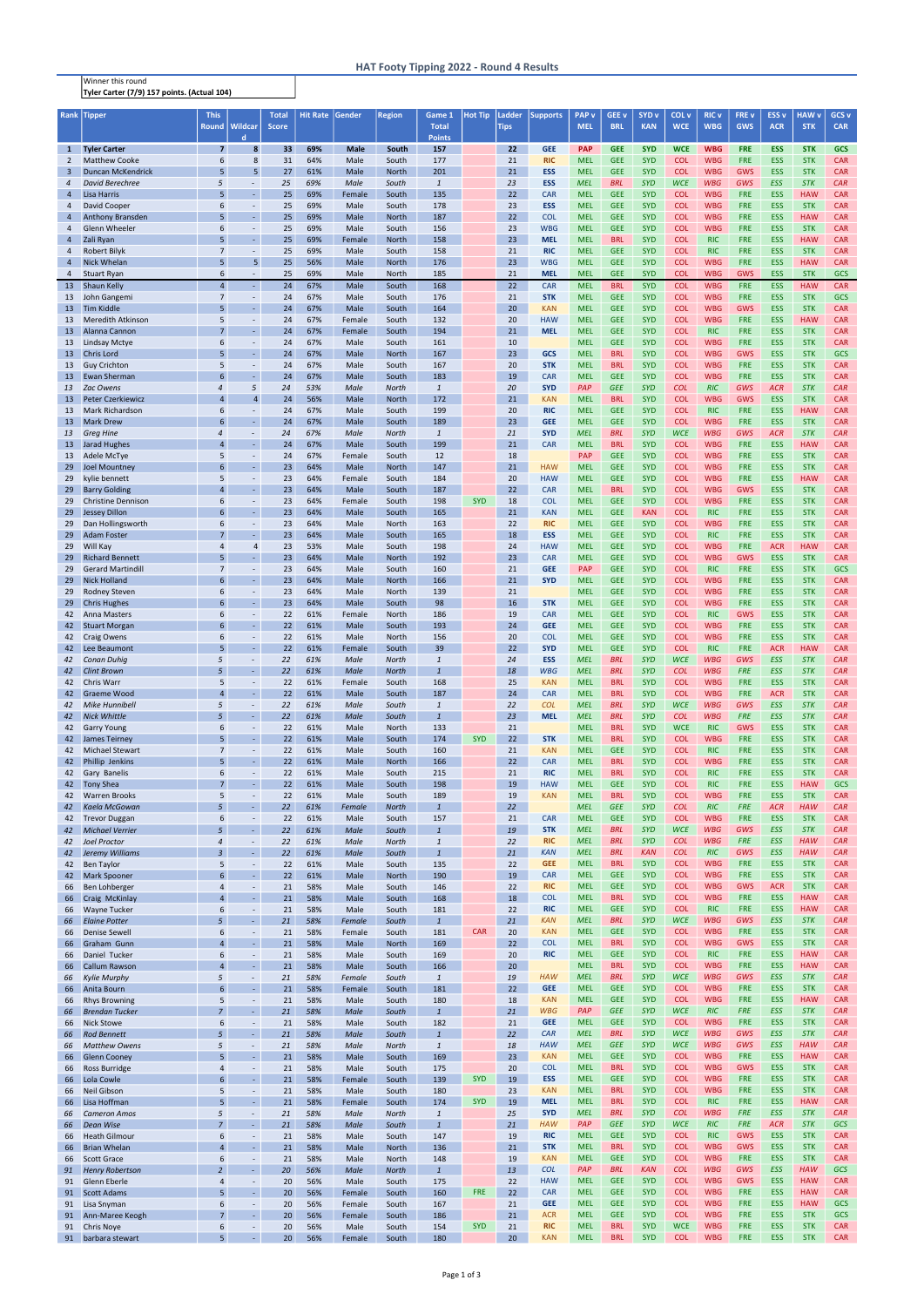# HAT Footy Tipping 2022 - Round 4 Results

| Winner this round |
|---|
| **Tyler Carter (7/9) 157 points. (Actual 104)** |

| Rank | Tipper | This Round | Wildcard | Total Score | Hit Rate | Gender | Region | Game 1 Total Points | Hot Tip | Ladder Tips | Supports | PAP v MEL | GEE v BRL | SYD v KAN | COL v WCE | RIC v WBG | FRE v GWS | ESS v ACR | HAW v STK | GCS v CAR |
|---|---|---|---|---|---|---|---|---|---|---|---|---|---|---|---|---|---|---|---|---|
| 1 | Tyler Carter | 7 | 8 | 33 | 69% | Male | South | 157 | | 22 | GEE | PAP | GEE | SYD | WCE | WBG | FRE | ESS | STK | GCS |
| 2 | Matthew Cooke | 6 | 8 | 31 | 64% | Male | South | 177 | | 21 | RIC | MEL | GEE | SYD | COL | WBG | FRE | ESS | STK | CAR |
| 3 | Duncan McKendrick | 5 | 5 | 27 | 61% | Male | North | 201 | | 21 | ESS | MEL | GEE | SYD | COL | WBG | GWS | ESS | STK | CAR |
| 4 | David Berechree | 5 | - | 25 | 69% | Male | South | 1 | | 23 | ESS | MEL | BRL | SYD | WCE | WBG | GWS | ESS | STK | CAR |
| 4 | Lisa Harris | 5 | - | 25 | 69% | Female | South | 135 | | 22 | CAR | MEL | GEE | SYD | COL | WBG | FRE | ESS | HAW | CAR |
| 4 | David Cooper | 6 | - | 25 | 69% | Male | South | 178 | | 23 | ESS | MEL | GEE | SYD | COL | WBG | FRE | ESS | STK | CAR |
| 4 | Anthony Bransden | 5 | - | 25 | 69% | Male | North | 187 | | 22 | COL | MEL | GEE | SYD | COL | WBG | FRE | ESS | HAW | CAR |
| 4 | Glenn Wheeler | 6 | - | 25 | 69% | Male | South | 156 | | 23 | WBG | MEL | GEE | SYD | COL | WBG | FRE | ESS | STK | CAR |
| 4 | Zali Ryan | 5 | - | 25 | 69% | Female | North | 158 | | 23 | MEL | MEL | BRL | SYD | COL | RIC | FRE | ESS | HAW | CAR |
| 4 | Robert Bilyk | 7 | - | 25 | 69% | Male | South | 158 | | 21 | RIC | MEL | GEE | SYD | COL | RIC | FRE | ESS | STK | CAR |
| 4 | Nick Whelan | 5 | 5 | 25 | 56% | Male | North | 176 | | 23 | WBG | MEL | GEE | SYD | COL | WBG | FRE | ESS | HAW | CAR |
| 4 | Stuart Ryan | 6 | - | 25 | 69% | Male | North | 185 | | 21 | MEL | MEL | GEE | SYD | COL | WBG | GWS | ESS | STK | GCS |
| 13 | Shaun Kelly | 4 | - | 24 | 67% | Male | South | 168 | | 22 | CAR | MEL | BRL | SYD | COL | WBG | FRE | ESS | HAW | CAR |
| 13 | John Gangemi | 7 | - | 24 | 67% | Male | South | 176 | | 21 | STK | MEL | GEE | SYD | COL | WBG | FRE | ESS | STK | GCS |
| 13 | Tim Kiddle | 5 | - | 24 | 67% | Male | South | 164 | | 20 | KAN | MEL | GEE | SYD | COL | WBG | GWS | ESS | STK | CAR |
| 13 | Meredith Atkinson | 5 | - | 24 | 67% | Female | South | 132 | | 20 | HAW | MEL | GEE | SYD | COL | WBG | FRE | ESS | HAW | CAR |
| 13 | Alanna Cannon | 7 | - | 24 | 67% | Female | South | 194 | | 21 | MEL | MEL | GEE | SYD | COL | RIC | FRE | ESS | STK | CAR |
| 13 | Lindsay Mctye | 6 | - | 24 | 67% | Male | South | 161 | | 10 | | MEL | GEE | SYD | COL | WBG | FRE | ESS | STK | CAR |
| 13 | Chris Lord | 5 | - | 24 | 67% | Male | North | 167 | | 23 | GCS | MEL | BRL | SYD | COL | WBG | GWS | ESS | STK | GCS |
| 13 | Guy Crichton | 5 | - | 24 | 67% | Male | South | 167 | | 20 | STK | MEL | BRL | SYD | COL | WBG | FRE | ESS | STK | CAR |
| 13 | Ewan Sherman | 6 | - | 24 | 67% | Male | South | 183 | | 19 | CAR | MEL | GEE | SYD | COL | WBG | FRE | ESS | STK | CAR |
| 13 | Zac Owens | 4 | 5 | 24 | 53% | Male | North | 1 | | 20 | SYD | PAP | GEE | SYD | COL | RIC | GWS | ACR | STK | CAR |
| 13 | Peter Czerkiewicz | 4 | 4 | 24 | 56% | Male | North | 172 | | 21 | KAN | MEL | BRL | SYD | COL | WBG | GWS | ESS | STK | CAR |
| 13 | Mark Richardson | 6 | - | 24 | 67% | Male | South | 199 | | 20 | RIC | MEL | GEE | SYD | COL | RIC | FRE | ESS | HAW | CAR |
| 13 | Mark Drew | 6 | - | 24 | 67% | Male | South | 189 | | 23 | GEE | MEL | GEE | SYD | COL | WBG | FRE | ESS | STK | CAR |
| 13 | Greg Hine | 4 | - | 24 | 67% | Male | North | 1 | | 21 | SYD | MEL | BRL | SYD | WCE | WBG | GWS | ACR | STK | CAR |
| 13 | Jarad Hughes | 4 | - | 24 | 67% | Male | South | 199 | | 21 | CAR | MEL | BRL | SYD | COL | WBG | FRE | ESS | HAW | CAR |
| 13 | Adele McTye | 5 | - | 24 | 67% | Female | South | 12 | | 18 | | PAP | GEE | SYD | COL | WBG | FRE | ESS | STK | CAR |
| 29 | Joel Mountney | 6 | - | 23 | 64% | Male | North | 147 | | 21 | HAW | MEL | GEE | SYD | COL | WBG | FRE | ESS | STK | CAR |
| 29 | kylie bennett | 5 | - | 23 | 64% | Female | South | 184 | | 20 | HAW | MEL | GEE | SYD | COL | WBG | FRE | ESS | HAW | CAR |
| 29 | Barry Golding | 4 | - | 23 | 64% | Male | South | 187 | | 22 | CAR | MEL | BRL | SYD | COL | WBG | GWS | ESS | STK | CAR |
| 29 | Christine Dennison | 6 | - | 23 | 64% | Female | South | 198 | SYD | 18 | COL | MEL | GEE | SYD | COL | WBG | FRE | ESS | STK | CAR |
| 29 | Jessey Dillon | 6 | - | 23 | 64% | Male | South | 165 | | 21 | KAN | MEL | GEE | KAN | COL | RIC | FRE | ESS | STK | CAR |
| 29 | Dan Hollingsworth | 6 | - | 23 | 64% | Male | North | 163 | | 22 | RIC | MEL | GEE | SYD | COL | WBG | FRE | ESS | STK | CAR |
| 29 | Adam Foster | 7 | - | 23 | 64% | Male | South | 165 | | 18 | ESS | MEL | GEE | SYD | COL | RIC | FRE | ESS | STK | CAR |
| 29 | Will Kay | 4 | 4 | 23 | 53% | Male | South | 198 | | 24 | HAW | MEL | GEE | SYD | COL | WBG | FRE | ACR | HAW | CAR |
| 29 | Richard Bennett | 5 | - | 23 | 64% | Male | North | 192 | | 23 | CAR | MEL | GEE | SYD | COL | WBG | GWS | ESS | STK | CAR |
| 29 | Gerard Martindill | 7 | - | 23 | 64% | Male | South | 160 | | 21 | GEE | PAP | GEE | SYD | COL | RIC | FRE | ESS | STK | GCS |
| 29 | Nick Holland | 6 | - | 23 | 64% | Male | North | 166 | | 21 | SYD | MEL | GEE | SYD | COL | WBG | FRE | ESS | STK | CAR |
| 29 | Rodney Steven | 6 | - | 23 | 64% | Male | North | 139 | | 21 | | MEL | GEE | SYD | COL | WBG | FRE | ESS | STK | CAR |
| 29 | Chris Hughes | 6 | - | 23 | 64% | Male | South | 98 | | 16 | STK | MEL | GEE | SYD | COL | WBG | FRE | ESS | STK | CAR |
| 42 | Anna Masters | 6 | - | 22 | 61% | Female | North | 186 | | 19 | CAR | MEL | GEE | SYD | COL | RIC | GWS | ESS | STK | CAR |
| 42 | Stuart Morgan | 6 | - | 22 | 61% | Male | South | 193 | | 24 | GEE | MEL | GEE | SYD | COL | WBG | FRE | ESS | STK | CAR |
| 42 | Craig Owens | 6 | - | 22 | 61% | Male | North | 156 | | 20 | COL | MEL | GEE | SYD | COL | WBG | FRE | ESS | STK | CAR |
| 42 | Lee Beaumont | 5 | - | 22 | 61% | Female | South | 39 | | 22 | SYD | MEL | GEE | SYD | COL | RIC | FRE | ACR | HAW | CAR |
| 42 | Conan Duhig | 5 | - | 22 | 61% | Male | North | 1 | | 24 | ESS | MEL | BRL | SYD | WCE | WBG | GWS | ESS | STK | CAR |
| 42 | Clint Brown | 5 | - | 22 | 61% | Male | North | 1 | | 18 | WBG | MEL | BRL | SYD | COL | WBG | FRE | ESS | STK | CAR |
| 42 | Chris Warr | 5 | - | 22 | 61% | Female | South | 168 | | 25 | KAN | MEL | BRL | SYD | COL | WBG | FRE | ESS | STK | CAR |
| 42 | Graeme Wood | 4 | - | 22 | 61% | Male | South | 187 | | 24 | CAR | MEL | BRL | SYD | COL | WBG | FRE | ACR | STK | CAR |
| 42 | Mike Hunnibell | 5 | - | 22 | 61% | Male | South | 1 | | 22 | COL | MEL | BRL | SYD | WCE | WBG | GWS | ESS | STK | CAR |
| 42 | Nick Whittle | 5 | - | 22 | 61% | Male | South | 1 | | 23 | MEL | MEL | BRL | SYD | COL | WBG | FRE | ESS | STK | CAR |
| 42 | Garry Young | 6 | - | 22 | 61% | Male | North | 133 | | 21 | | MEL | BRL | SYD | WCE | RIC | GWS | ESS | STK | CAR |
| 42 | James Teirney | 5 | - | 22 | 61% | Male | South | 174 | SYD | 22 | STK | MEL | BRL | SYD | COL | WBG | FRE | ESS | STK | CAR |
| 42 | Michael Stewart | 7 | - | 22 | 61% | Male | South | 160 | | 21 | KAN | MEL | GEE | SYD | COL | RIC | FRE | ESS | STK | CAR |
| 42 | Phillip Jenkins | 5 | - | 22 | 61% | Male | North | 166 | | 22 | CAR | MEL | BRL | SYD | COL | WBG | FRE | ESS | STK | CAR |
| 42 | Gary Banelis | 6 | - | 22 | 61% | Male | South | 215 | | 21 | RIC | MEL | BRL | SYD | COL | RIC | FRE | ESS | STK | CAR |
| 42 | Tony Shea | 7 | - | 22 | 61% | Male | South | 198 | | 19 | HAW | MEL | GEE | SYD | COL | RIC | FRE | ESS | HAW | GCS |
| 42 | Warren Brooks | 5 | - | 22 | 61% | Male | South | 189 | | 19 | KAN | MEL | BRL | SYD | COL | WBG | FRE | ESS | STK | CAR |
| 42 | Kaela McGowan | 5 | - | 22 | 61% | Female | North | 1 | | 22 | | MEL | GEE | SYD | COL | RIC | FRE | ACR | HAW | CAR |
| 42 | Trevor Duggan | 6 | - | 22 | 61% | Male | South | 157 | | 21 | CAR | MEL | GEE | SYD | COL | WBG | FRE | ESS | STK | CAR |
| 42 | Michael Verrier | 5 | - | 22 | 61% | Male | South | 1 | | 19 | STK | MEL | BRL | SYD | WCE | WBG | GWS | ESS | STK | CAR |
| 42 | Joel Proctor | 4 | - | 22 | 61% | Male | North | 1 | | 22 | RIC | MEL | BRL | SYD | COL | WBG | FRE | ESS | HAW | CAR |
| 42 | Jeremy Williams | 3 | - | 22 | 61% | Male | South | 1 | | 21 | KAN | MEL | BRL | KAN | COL | RIC | GWS | ESS | HAW | CAR |
| 42 | Ben Taylor | 5 | - | 22 | 61% | Male | South | 135 | | 22 | GEE | MEL | BRL | SYD | COL | WBG | FRE | ESS | STK | CAR |
| 42 | Mark Spooner | 6 | - | 22 | 61% | Male | North | 190 | | 19 | CAR | MEL | GEE | SYD | COL | WBG | FRE | ESS | STK | CAR |
| 66 | Ben Lohberger | 4 | - | 21 | 58% | Male | South | 146 | | 22 | RIC | MEL | GEE | SYD | COL | WBG | GWS | ACR | STK | CAR |
| 66 | Craig McKinlay | 4 | - | 21 | 58% | Male | South | 168 | | 18 | COL | MEL | BRL | SYD | COL | WBG | FRE | ESS | HAW | CAR |
| 66 | Wayne Tucker | 6 | - | 21 | 58% | Male | South | 181 | | 22 | RIC | MEL | GEE | SYD | COL | RIC | FRE | ESS | HAW | CAR |
| 66 | Elaine Potter | 5 | - | 21 | 58% | Female | South | 1 | | 21 | KAN | MEL | BRL | SYD | WCE | WBG | GWS | ESS | STK | CAR |
| 66 | Denise Sewell | 6 | - | 21 | 58% | Female | South | 181 | CAR | 20 | KAN | MEL | GEE | SYD | COL | WBG | FRE | ESS | STK | CAR |
| 66 | Graham Gunn | 4 | - | 21 | 58% | Male | North | 169 | | 22 | COL | MEL | BRL | SYD | COL | WBG | GWS | ESS | STK | CAR |
| 66 | Daniel Tucker | 6 | - | 21 | 58% | Male | South | 169 | | 20 | RIC | MEL | GEE | SYD | COL | RIC | FRE | ESS | HAW | CAR |
| 66 | Callum Rawson | 4 | - | 21 | 58% | Male | South | 166 | | 20 | | MEL | BRL | SYD | COL | WBG | FRE | ESS | HAW | CAR |
| 66 | Kylie Murphy | 5 | - | 21 | 58% | Female | South | 1 | | 19 | HAW | MEL | BRL | SYD | WCE | WBG | GWS | ESS | STK | CAR |
| 66 | Anita Bourn | 6 | - | 21 | 58% | Female | South | 181 | | 22 | GEE | MEL | GEE | SYD | COL | WBG | FRE | ESS | STK | CAR |
| 66 | Rhys Browning | 5 | - | 21 | 58% | Male | South | 180 | | 18 | KAN | MEL | GEE | SYD | COL | WBG | FRE | ESS | HAW | CAR |
| 66 | Brendan Tucker | 7 | - | 21 | 58% | Male | South | 1 | | 21 | WBG | PAP | GEE | SYD | WCE | RIC | FRE | ESS | STK | CAR |
| 66 | Nick Stowe | 6 | - | 21 | 58% | Male | South | 182 | | 21 | GEE | MEL | GEE | SYD | COL | WBG | FRE | ESS | STK | CAR |
| 66 | Rod Bennett | 5 | - | 21 | 58% | Male | South | 1 | | 22 | CAR | MEL | BRL | SYD | WCE | WBG | GWS | ESS | STK | CAR |
| 66 | Matthew Owens | 5 | - | 21 | 58% | Male | North | 1 | | 18 | HAW | MEL | GEE | SYD | WCE | WBG | GWS | ESS | HAW | CAR |
| 66 | Glenn Cooney | 5 | - | 21 | 58% | Male | South | 169 | | 23 | KAN | MEL | GEE | SYD | COL | WBG | FRE | ESS | HAW | CAR |
| 66 | Ross Burridge | 4 | - | 21 | 58% | Male | South | 175 | | 20 | COL | MEL | BRL | SYD | COL | WBG | GWS | ESS | STK | CAR |
| 66 | Lola Cowle | 6 | - | 21 | 58% | Female | South | 139 | SYD | 19 | ESS | MEL | GEE | SYD | COL | WBG | FRE | ESS | STK | CAR |
| 66 | Neil Gibson | 5 | - | 21 | 58% | Male | South | 180 | | 23 | KAN | MEL | BRL | SYD | COL | WBG | FRE | ESS | STK | CAR |
| 66 | Lisa Hoffman | 5 | - | 21 | 58% | Female | South | 174 | SYD | 19 | MEL | MEL | BRL | SYD | COL | RIC | FRE | ESS | HAW | CAR |
| 66 | Cameron Amos | 5 | - | 21 | 58% | Male | North | 1 | | 25 | SYD | MEL | BRL | SYD | COL | WBG | FRE | ESS | STK | CAR |
| 66 | Dean Wise | 7 | - | 21 | 58% | Male | South | 1 | | 21 | HAW | PAP | GEE | SYD | WCE | RIC | FRE | ACR | STK | GCS |
| 66 | Heath Gilmour | 6 | - | 21 | 58% | Male | South | 147 | | 19 | RIC | MEL | GEE | SYD | COL | RIC | GWS | ESS | STK | CAR |
| 66 | Brian Whelan | 4 | - | 21 | 58% | Male | North | 136 | | 21 | STK | MEL | BRL | SYD | COL | WBG | GWS | ESS | STK | CAR |
| 66 | Scott Grace | 6 | - | 21 | 58% | Male | North | 148 | | 19 | KAN | MEL | GEE | SYD | COL | WBG | FRE | ESS | STK | CAR |
| 91 | Henry Robertson | 2 | - | 20 | 56% | Male | North | 1 | | 13 | COL | PAP | BRL | KAN | COL | WBG | GWS | ESS | HAW | GCS |
| 91 | Glenn Eberle | 4 | - | 20 | 56% | Male | South | 175 | | 22 | HAW | MEL | BRL | SYD | COL | WBG | GWS | ESS | HAW | CAR |
| 91 | Scott Adams | 5 | - | 20 | 56% | Female | South | 160 | FRE | 22 | CAR | MEL | GEE | SYD | COL | WBG | FRE | ESS | HAW | CAR |
| 91 | Lisa Snyman | 6 | - | 20 | 56% | Female | South | 167 | | 21 | GEE | MEL | GEE | SYD | COL | WBG | FRE | ESS | HAW | GCS |
| 91 | Ann-Maree Keogh | 7 | - | 20 | 56% | Female | South | 186 | | 21 | ACR | MEL | GEE | SYD | COL | WBG | FRE | ESS | STK | GCS |
| 91 | Chris Noye | 6 | - | 20 | 56% | Male | South | 154 | SYD | 21 | RIC | MEL | BRL | SYD | WCE | WBG | FRE | ESS | STK | CAR |
| 91 | barbara stewart | 5 | - | 20 | 56% | Female | South | 180 | | 20 | KAN | MEL | BRL | SYD | COL | WBG | FRE | ESS | STK | CAR |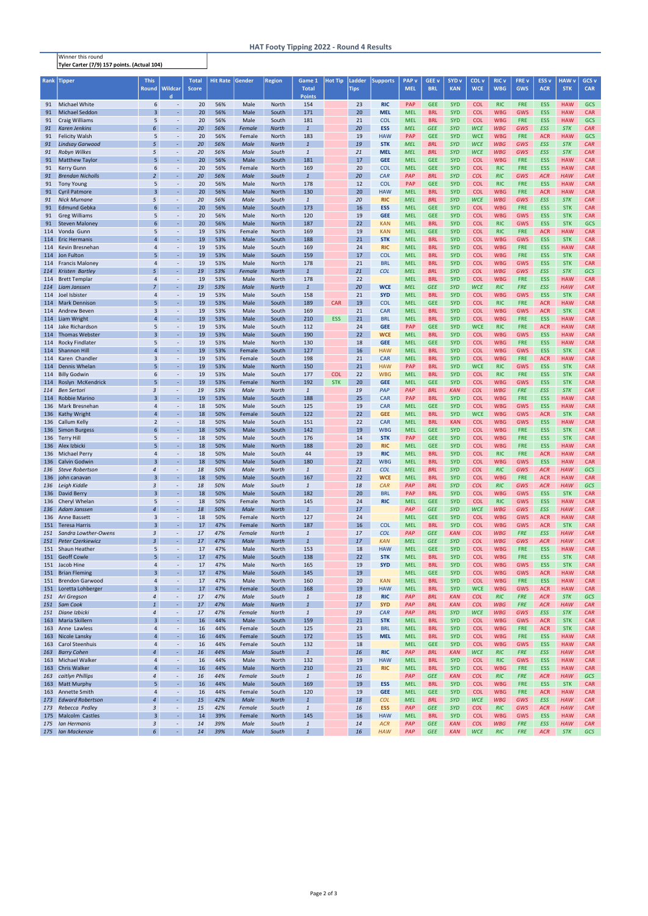## HAT Footy Tipping 2022 - Round 4 Results

Winner this round
**Tyler Carter (7/9) 157 points. (Actual 104)**

| Rank | Tipper | This Round | Wildcard | Total Score | Hit Rate | Gender | Region | Game 1 Total Points | Hot Tip | Ladder Tips | Supports | PAP v MEL | GEE v BRL | SYD v KAN | COL v WCE | RIC v WBG | FRE v GWS | ESS v ACR | HAW v STK | GCS v CAR |
|---|---|---|---|---|---|---|---|---|---|---|---|---|---|---|---|---|---|---|---|---|
| 91 | Michael White | 6 | - | 20 | 56% | Male | North | 154 | | 23 | RIC | PAP | GEE | SYD | COL | RIC | FRE | ESS | HAW | GCS |
| 91 | Michael Seddon | 3 | - | 20 | 56% | Male | South | 171 | | 20 | MEL | MEL | BRL | SYD | COL | WBG | GWS | ESS | HAW | CAR |
| 91 | Craig Williams | 5 | - | 20 | 56% | Male | South | 181 | | 21 | COL | MEL | BRL | SYD | COL | WBG | FRE | ESS | HAW | GCS |
| 91 | *Karen Jenkins* | *6* | - | *20* | *56%* | *Female* | *North* | *1* | | *20* | *ESS* | *MEL* | *GEE* | *SYD* | *WCE* | *WBG* | *GWS* | *ESS* | *STK* | *CAR* |
| 91 | Felicity Walsh | 5 | - | 20 | 56% | Female | North | 183 | | 19 | HAW | PAP | GEE | SYD | WCE | WBG | FRE | ACR | HAW | GCS |
| 91 | *Lindsay Garwood* | *5* | - | *20* | *56%* | *Male* | *North* | *1* | | *19* | *STK* | *MEL* | *BRL* | *SYD* | *WCE* | *WBG* | *GWS* | *ESS* | *STK* | *CAR* |
| 91 | *Robyn Wilkes* | *5* | - | *20* | *56%* | *Male* | *South* | *1* | | *21* | *MEL* | *MEL* | *BRL* | *SYD* | *WCE* | *WBG* | *GWS* | *ESS* | *STK* | *CAR* |
| 91 | Matthew Taylor | 5 | - | 20 | 56% | Male | South | 181 | | 17 | GEE | MEL | GEE | SYD | COL | WBG | FRE | ESS | HAW | CAR |
| 91 | Kerry Gunn | 6 | - | 20 | 56% | Female | North | 169 | | 20 | COL | MEL | GEE | SYD | COL | RIC | FRE | ESS | HAW | CAR |
| 91 | *Brendan Nicholls* | *2* | - | *20* | *56%* | *Male* | *South* | *1* | | *20* | *CAR* | *PAP* | *BRL* | *SYD* | *COL* | *RIC* | *GWS* | *ACR* | *HAW* | *CAR* |
| 91 | Tony Young | 5 | - | 20 | 56% | Male | North | 178 | | 12 | COL | PAP | GEE | SYD | COL | RIC | FRE | ESS | HAW | CAR |
| 91 | Cyril Patmore | 3 | - | 20 | 56% | Male | North | 130 | | 20 | HAW | MEL | BRL | SYD | COL | WBG | FRE | ACR | HAW | CAR |
| 91 | *Nick Murnane* | *5* | - | *20* | *56%* | *Male* | *South* | *1* | | *20* | *RIC* | *MEL* | *BRL* | *SYD* | *WCE* | *WBG* | *GWS* | *ESS* | *STK* | *CAR* |
| 91 | Edmund Gebka | 6 | - | 20 | 56% | Male | South | 173 | | 16 | ESS | MEL | GEE | SYD | COL | WBG | FRE | ESS | STK | CAR |
| 91 | Greg Williams | 5 | - | 20 | 56% | Male | North | 120 | | 19 | GEE | MEL | GEE | SYD | COL | WBG | GWS | ESS | STK | CAR |
| 91 | Steven Maloney | 6 | - | 20 | 56% | Male | North | 187 | | 22 | KAN | MEL | BRL | SYD | COL | RIC | GWS | ESS | STK | GCS |
| 114 | Vonda Gunn | 5 | - | 19 | 53% | Female | North | 169 | | 19 | KAN | MEL | GEE | SYD | COL | RIC | FRE | ACR | HAW | CAR |
| 114 | Eric Hermanis | 4 | - | 19 | 53% | Male | South | 188 | | 21 | STK | MEL | BRL | SYD | COL | WBG | GWS | ESS | STK | CAR |
| 114 | Kevin Bresnehan | 4 | - | 19 | 53% | Male | South | 169 | | 24 | RIC | MEL | BRL | SYD | COL | WBG | FRE | ESS | HAW | CAR |
| 114 | Jon Fulton | 5 | - | 19 | 53% | Male | South | 159 | | 17 | COL | MEL | BRL | SYD | COL | WBG | FRE | ESS | STK | CAR |
| 114 | Francis Maloney | 4 | - | 19 | 53% | Male | North | 178 | | 21 | BRL | MEL | BRL | SYD | COL | WBG | GWS | ESS | STK | CAR |
| 114 | *Kristen Bartley* | *5* | - | *19* | *53%* | *Female* | *North* | *1* | | *21* | *COL* | *MEL* | *BRL* | *SYD* | *COL* | *WBG* | *GWS* | *ESS* | *STK* | *GCS* |
| 114 | Brett Templar | 4 | - | 19 | 53% | Male | North | 178 | | 22 | | MEL | BRL | SYD | COL | WBG | FRE | ESS | HAW | CAR |
| 114 | *Liam Janssen* | *7* | - | *19* | *53%* | *Male* | *North* | *1* | | *20* | *WCE* | *MEL* | *GEE* | *SYD* | *WCE* | *RIC* | *FRE* | *ESS* | *HAW* | *CAR* |
| 114 | Joel Isbister | 4 | - | 19 | 53% | Male | South | 158 | | 21 | SYD | MEL | BRL | SYD | COL | WBG | GWS | ESS | STK | CAR |
| 114 | Mark Dennison | 5 | - | 19 | 53% | Male | South | 189 | CAR | 19 | COL | MEL | GEE | SYD | COL | RIC | FRE | ACR | HAW | CAR |
| 114 | Andrew Beven | 3 | - | 19 | 53% | Male | South | 169 | | 21 | CAR | MEL | BRL | SYD | COL | WBG | GWS | ACR | STK | CAR |
| 114 | Liam Wright | 4 | - | 19 | 53% | Male | South | 210 | ESS | 21 | BRL | MEL | BRL | SYD | COL | WBG | FRE | ESS | HAW | CAR |
| 114 | Jake Richardson | 5 | - | 19 | 53% | Male | South | 112 | | 24 | GEE | PAP | GEE | SYD | WCE | RIC | FRE | ACR | HAW | CAR |
| 114 | Thomas Webster | 3 | - | 19 | 53% | Male | South | 190 | | 22 | WCE | MEL | BRL | SYD | COL | WBG | GWS | ESS | HAW | CAR |
| 114 | Rocky Findlater | 5 | - | 19 | 53% | Male | North | 130 | | 18 | GEE | MEL | GEE | SYD | COL | WBG | FRE | ESS | HAW | CAR |
| 114 | Shannon Hill | 4 | - | 19 | 53% | Female | South | 127 | | 16 | HAW | MEL | BRL | SYD | COL | WBG | GWS | ESS | STK | CAR |
| 114 | Karen Chandler | 3 | - | 19 | 53% | Female | South | 198 | | 21 | CAR | MEL | BRL | SYD | COL | WBG | FRE | ACR | HAW | CAR |
| 114 | Dennis Whelan | 5 | - | 19 | 53% | Male | North | 150 | | 21 | HAW | PAP | BRL | SYD | WCE | RIC | GWS | ESS | STK | CAR |
| 114 | Billy Godwin | 6 | - | 19 | 53% | Male | South | 177 | COL | 22 | WBG | MEL | BRL | SYD | COL | RIC | FRE | ESS | STK | CAR |
| 114 | Roslyn McKendrick | 5 | - | 19 | 53% | Female | North | 192 | STK | 20 | GEE | MEL | GEE | SYD | COL | WBG | GWS | ESS | STK | CAR |
| 114 | *Ben Sertori* | *3* | - | *19* | *53%* | *Male* | *North* | *1* | | *19* | *PAP* | *PAP* | *BRL* | *KAN* | *COL* | *WBG* | *FRE* | *ESS* | *STK* | *CAR* |
| 114 | Robbie Marino | 3 | - | 19 | 53% | Male | South | 188 | | 25 | CAR | PAP | BRL | SYD | COL | WBG | FRE | ESS | HAW | CAR |
| 136 | Mark Bresnehan | 4 | - | 18 | 50% | Male | South | 125 | | 19 | CAR | MEL | GEE | SYD | COL | WBG | GWS | ESS | HAW | CAR |
| 136 | Kathy Wright | 4 | - | 18 | 50% | Female | South | 122 | | 22 | GEE | MEL | BRL | SYD | WCE | WBG | GWS | ACR | STK | CAR |
| 136 | Callum Kelly | 2 | - | 18 | 50% | Male | South | 151 | | 22 | CAR | MEL | BRL | KAN | COL | WBG | GWS | ESS | HAW | CAR |
| 136 | Simon Burgess | 6 | - | 18 | 50% | Male | South | 142 | | 19 | WBG | MEL | GEE | SYD | COL | WBG | FRE | ESS | STK | CAR |
| 136 | Terry Hill | 5 | - | 18 | 50% | Male | South | 176 | | 14 | STK | PAP | GEE | SYD | COL | WBG | FRE | ESS | STK | CAR |
| 136 | Alex Izbicki | 5 | - | 18 | 50% | Male | North | 188 | | 20 | RIC | MEL | GEE | SYD | COL | WBG | FRE | ESS | HAW | CAR |
| 136 | Michael Perry | 4 | - | 18 | 50% | Male | South | 44 | | 19 | RIC | MEL | BRL | SYD | COL | RIC | FRE | ACR | HAW | CAR |
| 136 | Calvin Godwin | 3 | - | 18 | 50% | Male | South | 180 | | 22 | WBG | MEL | BRL | SYD | COL | WBG | GWS | ESS | HAW | CAR |
| 136 | *Steve Robertson* | *4* | - | *18* | *50%* | *Male* | *North* | *1* | | *21* | *COL* | *MEL* | *BRL* | *SYD* | *COL* | *RIC* | *GWS* | *ACR* | *HAW* | *GCS* |
| 136 | john canavan | 3 | - | 18 | 50% | Male | South | 167 | | 22 | WCE | MEL | BRL | SYD | COL | WBG | FRE | ACR | HAW | CAR |
| 136 | *Leigh Kiddle* | *3* | - | *18* | *50%* | *Male* | *South* | *1* | | *18* | *CAR* | *PAP* | *BRL* | *SYD* | *COL* | *RIC* | *GWS* | *ACR* | *HAW* | *GCS* |
| 136 | David Berry | 3 | - | 18 | 50% | Male | South | 182 | | 20 | BRL | PAP | BRL | SYD | COL | WBG | GWS | ESS | STK | CAR |
| 136 | Cheryl Whelan | 5 | - | 18 | 50% | Female | North | 145 | | 24 | RIC | MEL | GEE | SYD | COL | RIC | GWS | ESS | HAW | CAR |
| 136 | *Adam Janssen* | *4* | - | *18* | *50%* | *Male* | *North* | *1* | | *17* | | *PAP* | *GEE* | *SYD* | *WCE* | *WBG* | *GWS* | *ESS* | *HAW* | *CAR* |
| 136 | Anne Bassett | 3 | - | 18 | 50% | Female | North | 127 | | 24 | | MEL | GEE | SYD | COL | WBG | GWS | ACR | HAW | CAR |
| 151 | Teresa Harris | 3 | - | 17 | 47% | Female | North | 187 | | 16 | COL | MEL | BRL | SYD | COL | WBG | GWS | ACR | STK | CAR |
| 151 | *Sandra Lowther-Owens* | *3* | - | *17* | *47%* | *Female* | *North* | *1* | | *17* | *COL* | *PAP* | *GEE* | *KAN* | *COL* | *WBG* | *FRE* | *ESS* | *HAW* | *CAR* |
| 151 | *Peter Czerkiewicz* | *3* | - | *17* | *47%* | *Male* | *North* | *1* | | *17* | *KAN* | *MEL* | *GEE* | *SYD* | *COL* | *WBG* | *GWS* | *ACR* | *HAW* | *CAR* |
| 151 | Shaun Heather | 5 | - | 17 | 47% | Male | North | 153 | | 18 | HAW | MEL | GEE | SYD | COL | WBG | FRE | ESS | HAW | CAR |
| 151 | Geoff Cowle | 5 | - | 17 | 47% | Male | South | 138 | | 22 | STK | MEL | BRL | SYD | COL | WBG | FRE | ESS | STK | CAR |
| 151 | Jacob Hine | 4 | - | 17 | 47% | Male | North | 165 | | 19 | SYD | MEL | BRL | SYD | COL | WBG | GWS | ESS | STK | CAR |
| 151 | Brian Fleming | 3 | - | 17 | 47% | Male | South | 145 | | 19 | | MEL | GEE | SYD | COL | WBG | GWS | ACR | HAW | CAR |
| 151 | Brendon Garwood | 4 | - | 17 | 47% | Male | North | 160 | | 20 | KAN | MEL | BRL | SYD | COL | WBG | FRE | ESS | HAW | CAR |
| 151 | Loretta Lohberger | 3 | - | 17 | 47% | Female | South | 168 | | 19 | HAW | MEL | BRL | SYD | WCE | WBG | GWS | ACR | HAW | CAR |
| 151 | *Ari Gregson* | *4* | - | *17* | *47%* | *Male* | *South* | *1* | | *18* | *RIC* | *PAP* | *BRL* | *KAN* | *COL* | *RIC* | *FRE* | *ACR* | *STK* | *GCS* |
| 151 | *Sam Cook* | *1* | - | *17* | *47%* | *Male* | *North* | *1* | | *17* | *SYD* | *PAP* | *BRL* | *KAN* | *COL* | *WBG* | *FRE* | *ACR* | *HAW* | *CAR* |
| 151 | *Diane Izbicki* | *4* | - | *17* | *47%* | *Female* | *North* | *1* | | *19* | *CAR* | *PAP* | *BRL* | *SYD* | *WCE* | *WBG* | *GWS* | *ESS* | *STK* | *CAR* |
| 163 | Maria Skillern | 3 | - | 16 | 44% | Male | South | 159 | | 21 | STK | MEL | BRL | SYD | COL | WBG | GWS | ACR | STK | CAR |
| 163 | Anne Lawless | 4 | - | 16 | 44% | Female | South | 125 | | 23 | BRL | MEL | BRL | SYD | COL | WBG | FRE | ACR | STK | CAR |
| 163 | Nicole Lansky | 4 | - | 16 | 44% | Female | South | 172 | | 15 | MEL | MEL | BRL | SYD | COL | WBG | FRE | ESS | HAW | CAR |
| 163 | Carol Steenhuis | 4 | - | 16 | 44% | Female | South | 132 | | 18 | | MEL | GEE | SYD | COL | WBG | GWS | ESS | HAW | CAR |
| 163 | *Barry Cohen* | *4* | - | *16* | *44%* | *Male* | *South* | *1* | | *16* | *RIC* | *PAP* | *BRL* | *KAN* | *WCE* | *RIC* | *FRE* | *ESS* | *HAW* | *CAR* |
| 163 | Michael Walker | 4 | - | 16 | 44% | Male | North | 132 | | 19 | HAW | MEL | BRL | SYD | COL | RIC | GWS | ESS | HAW | CAR |
| 163 | Chris Walker | 4 | - | 16 | 44% | Male | North | 210 | | 21 | RIC | MEL | BRL | SYD | COL | WBG | FRE | ESS | HAW | CAR |
| 163 | *caitlyn Phillips* | *4* | - | *16* | *44%* | *Female* | *South* | *1* | | *16* | | *PAP* | *GEE* | *KAN* | *COL* | *RIC* | *FRE* | *ACR* | *HAW* | *GCS* |
| 163 | Matt Murphy | 5 | - | 16 | 44% | Male | South | 169 | | 19 | ESS | MEL | BRL | SYD | COL | WBG | FRE | ESS | STK | CAR |
| 163 | Annette Smith | 4 | - | 16 | 44% | Female | South | 120 | | 19 | GEE | MEL | GEE | SYD | COL | WBG | FRE | ACR | HAW | CAR |
| 173 | *Edward Robertson* | *4* | - | *15* | *42%* | *Male* | *North* | *1* | | *18* | *COL* | *MEL* | *BRL* | *SYD* | *WCE* | *WBG* | *GWS* | *ESS* | *HAW* | *CAR* |
| 173 | *Rebecca Pedley* | *3* | - | *15* | *42%* | *Female* | *South* | *1* | | *16* | *ESS* | *PAP* | *GEE* | *SYD* | *COL* | *RIC* | *GWS* | *ACR* | *HAW* | *CAR* |
| 175 | Malcolm Castles | 3 | - | 14 | 39% | Female | North | 145 | | 16 | HAW | MEL | BRL | SYD | COL | WBG | GWS | ESS | HAW | CAR |
| 175 | *Ian Hermanis* | *3* | - | *14* | *39%* | *Male* | *South* | *1* | | *14* | *ACR* | *PAP* | *GEE* | *KAN* | *COL* | *WBG* | *FRE* | *ESS* | *HAW* | *CAR* |
| 175 | *Ian Mackenzie* | *6* | - | *14* | *39%* | *Male* | *South* | *1* | | *16* | *HAW* | *PAP* | *GEE* | *KAN* | *WCE* | *RIC* | *FRE* | *ACR* | *STK* | *GCS* |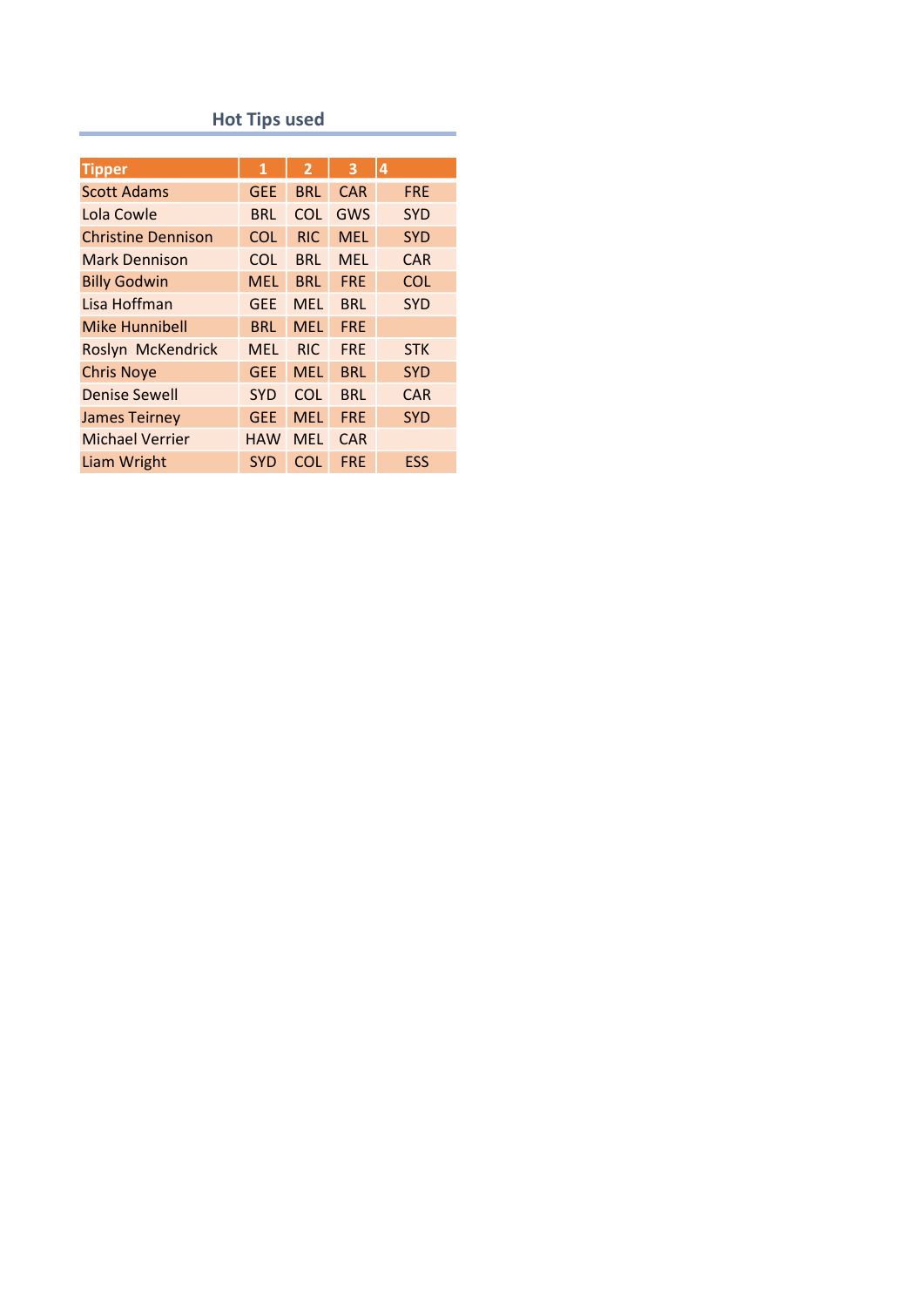## Hot Tips used

| Tipper | 1 | 2 | 3 | 4 |
|---|---|---|---|---|
| Scott Adams | GEE | BRL | CAR | FRE |
| Lola Cowle | BRL | COL | GWS | SYD |
| Christine Dennison | COL | RIC | MEL | SYD |
| Mark Dennison | COL | BRL | MEL | CAR |
| Billy Godwin | MEL | BRL | FRE | COL |
| Lisa Hoffman | GEE | MEL | BRL | SYD |
| Mike Hunnibell | BRL | MEL | FRE | |
| Roslyn McKendrick | MEL | RIC | FRE | STK |
| Chris Noye | GEE | MEL | BRL | SYD |
| Denise Sewell | SYD | COL | BRL | CAR |
| James Teirney | GEE | MEL | FRE | SYD |
| Michael Verrier | HAW | MEL | CAR | |
| Liam Wright | SYD | COL | FRE | ESS |